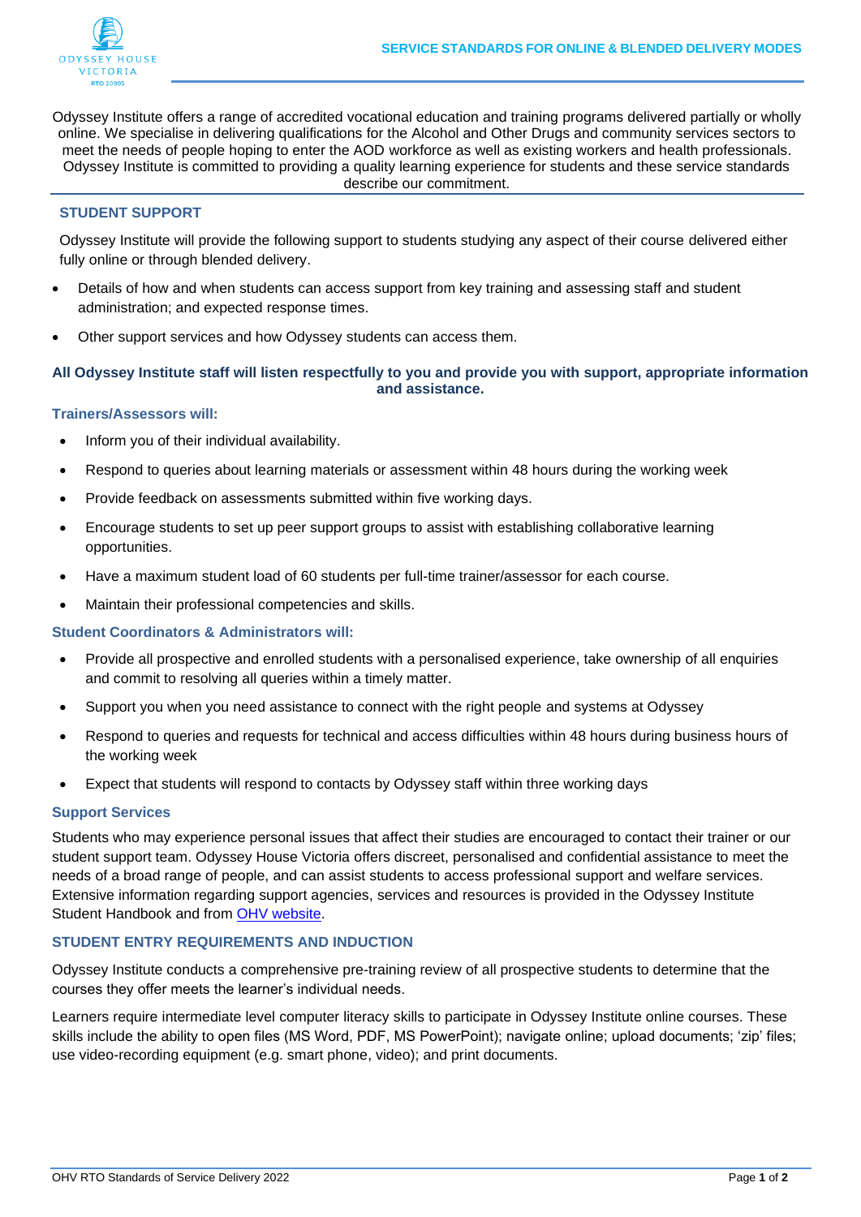# SERVICE STANDARDS FOR ONLINE & BLENDED DELIVERY MODES

Odyssey Institute offers a range of accredited vocational education and training programs delivered partially or wholly online. We specialise in delivering qualifications for the Alcohol and Other Drugs and community services sectors to meet the needs of people hoping to enter the AOD workforce as well as existing workers and health professionals. Odyssey Institute is committed to providing a quality learning experience for students and these service standards describe our commitment.

## STUDENT SUPPORT

Odyssey Institute will provide the following support to students studying any aspect of their course delivered either fully online or through blended delivery.

- Details of how and when students can access support from key training and assessing staff and student administration; and expected response times.
- Other support services and how Odyssey students can access them.

**All Odyssey Institute staff will listen respectfully to you and provide you with support, appropriate information and assistance.**

### Trainers/Assessors will:

- Inform you of their individual availability.
- Respond to queries about learning materials or assessment within 48 hours during the working week
- Provide feedback on assessments submitted within five working days.
- Encourage students to set up peer support groups to assist with establishing collaborative learning opportunities.
- Have a maximum student load of 60 students per full-time trainer/assessor for each course.
- Maintain their professional competencies and skills.

### Student Coordinators & Administrators will:

- Provide all prospective and enrolled students with a personalised experience, take ownership of all enquiries and commit to resolving all queries within a timely matter.
- Support you when you need assistance to connect with the right people and systems at Odyssey
- Respond to queries and requests for technical and access difficulties within 48 hours during business hours of the working week
- Expect that students will respond to contacts by Odyssey staff within three working days

### Support Services

Students who may experience personal issues that affect their studies are encouraged to contact their trainer or our student support team. Odyssey House Victoria offers discreet, personalised and confidential assistance to meet the needs of a broad range of people, and can assist students to access professional support and welfare services. Extensive information regarding support agencies, services and resources is provided in the Odyssey Institute Student Handbook and from OHV website.

## STUDENT ENTRY REQUIREMENTS AND INDUCTION

Odyssey Institute conducts a comprehensive pre-training review of all prospective students to determine that the courses they offer meets the learner's individual needs.

Learners require intermediate level computer literacy skills to participate in Odyssey Institute online courses. These skills include the ability to open files (MS Word, PDF, MS PowerPoint); navigate online; upload documents; 'zip' files; use video-recording equipment (e.g. smart phone, video); and print documents.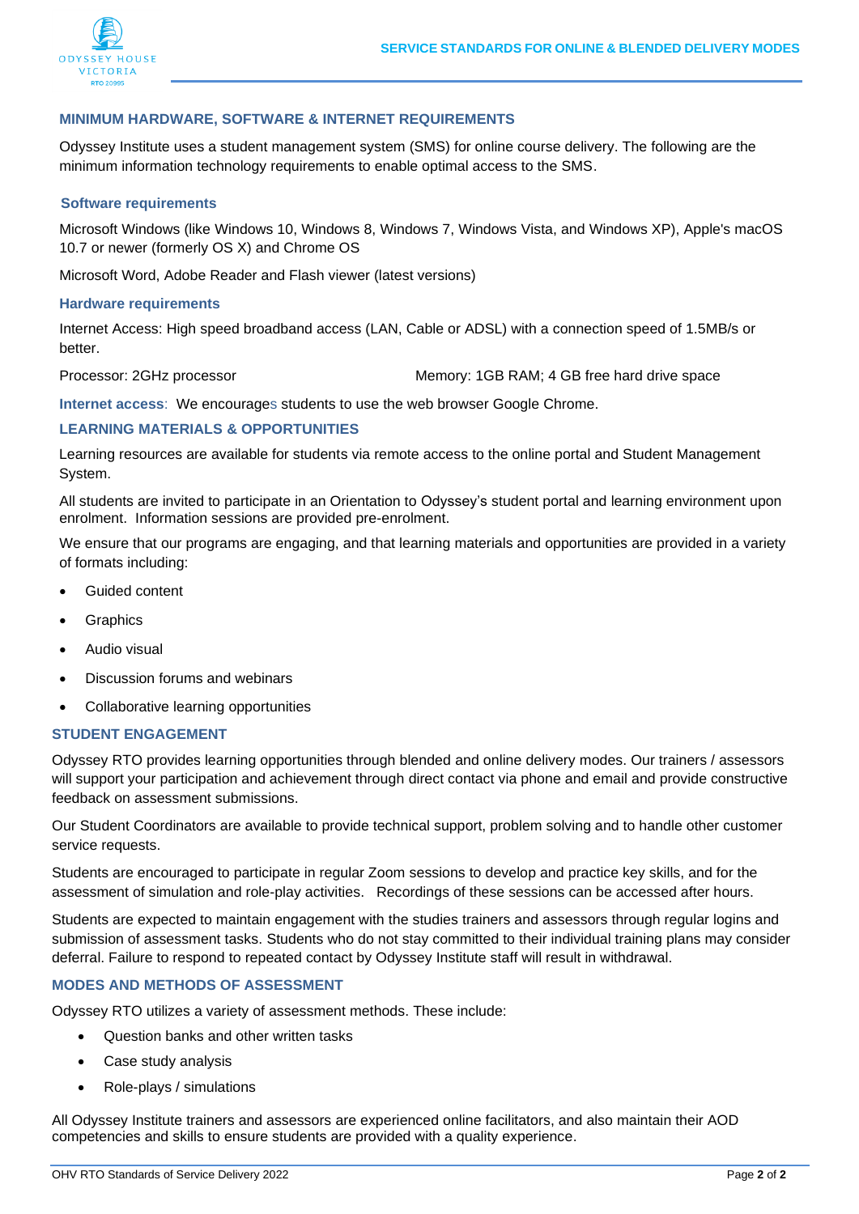## MINIMUM HARDWARE, SOFTWARE & INTERNET REQUIREMENTS

Odyssey Institute uses a student management system (SMS) for online course delivery. The following are the minimum information technology requirements to enable optimal access to the SMS.

### Software requirements

Microsoft Windows (like Windows 10, Windows 8, Windows 7, Windows Vista, and Windows XP), Apple's macOS 10.7 or newer (formerly OS X) and Chrome OS

Microsoft Word, Adobe Reader and Flash viewer (latest versions)

### Hardware requirements

Internet Access: High speed broadband access (LAN, Cable or ADSL) with a connection speed of 1.5MB/s or better.

Processor: 2GHz processor

Memory: 1GB RAM; 4 GB free hard drive space

**Internet access**: We encourages students to use the web browser Google Chrome.

## LEARNING MATERIALS & OPPORTUNITIES

Learning resources are available for students via remote access to the online portal and Student Management System.

All students are invited to participate in an Orientation to Odyssey's student portal and learning environment upon enrolment. Information sessions are provided pre-enrolment.

We ensure that our programs are engaging, and that learning materials and opportunities are provided in a variety of formats including:

- Guided content
- Graphics
- Audio visual
- Discussion forums and webinars
- Collaborative learning opportunities

## STUDENT ENGAGEMENT

Odyssey RTO provides learning opportunities through blended and online delivery modes. Our trainers / assessors will support your participation and achievement through direct contact via phone and email and provide constructive feedback on assessment submissions.

Our Student Coordinators are available to provide technical support, problem solving and to handle other customer service requests.

Students are encouraged to participate in regular Zoom sessions to develop and practice key skills, and for the assessment of simulation and role-play activities. Recordings of these sessions can be accessed after hours.

Students are expected to maintain engagement with the studies trainers and assessors through regular logins and submission of assessment tasks. Students who do not stay committed to their individual training plans may consider deferral. Failure to respond to repeated contact by Odyssey Institute staff will result in withdrawal.

## MODES AND METHODS OF ASSESSMENT

Odyssey RTO utilizes a variety of assessment methods. These include:

- Question banks and other written tasks
- Case study analysis
- Role-plays / simulations

All Odyssey Institute trainers and assessors are experienced online facilitators, and also maintain their AOD competencies and skills to ensure students are provided with a quality experience.